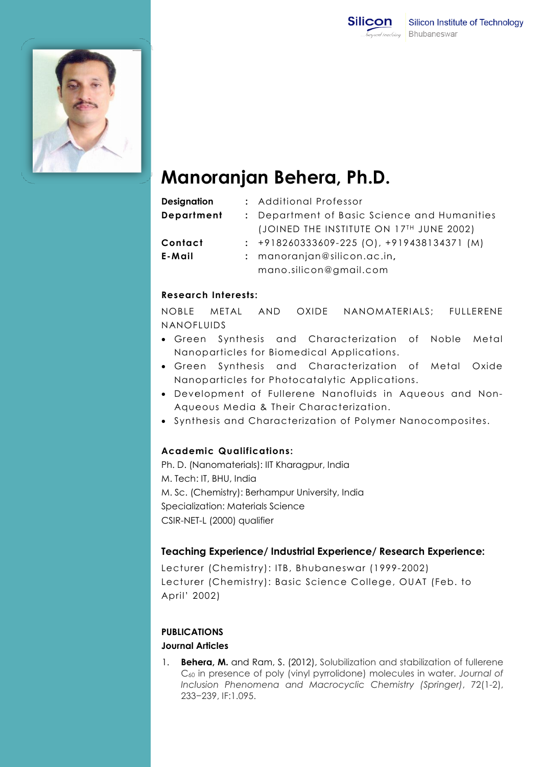# Manoranjan Behera, Ph.D.

| | | |
|---|---|---|
| **Designation** | : | Additional Professor |
| **Department** | : | Department of Basic Science and Humanities (JOINED THE INSTITUTE ON $17^{TH}$ JUNE 2002) |
| **Contact** | : | +918260333609-225 (O), +919438134371 (M) |
| **E-Mail** | : | manoranjan@silicon.ac.in, mano.silicon@gmail.com |

**Research Interests:**

NOBLE METAL AND OXIDE NANOMATERIALS; FULLERENE NANOFLUIDS

- Green Synthesis and Characterization of Noble Metal Nanoparticles for Biomedical Applications.
- Green Synthesis and Characterization of Metal Oxide Nanoparticles for Photocatalytic Applications.
- Development of Fullerene Nanofluids in Aqueous and Non-Aqueous Media & Their Characterization.
- Synthesis and Characterization of Polymer Nanocomposites.

**Academic Qualifications:**

Ph. D. (Nanomaterials): IIT Kharagpur, India
M. Tech: IT, BHU, India
M. Sc. (Chemistry): Berhampur University, India
Specialization: Materials Science
CSIR-NET-L (2000) qualifier

**Teaching Experience/ Industrial Experience/ Research Experience:**

Lecturer (Chemistry): ITB, Bhubaneswar (1999-2002)
Lecturer (Chemistry): Basic Science College, OUAT (Feb. to April' 2002)

**PUBLICATIONS**

**Journal Articles**

1. **Behera, M.** and Ram, S. (2012), Solubilization and stabilization of fullerene $C_{60}$ in presence of poly (vinyl pyrrolidone) molecules in water. *Journal of Inclusion Phenomena and Macrocyclic Chemistry (Springer)*, 72(1-2), 233–239, IF:1.095.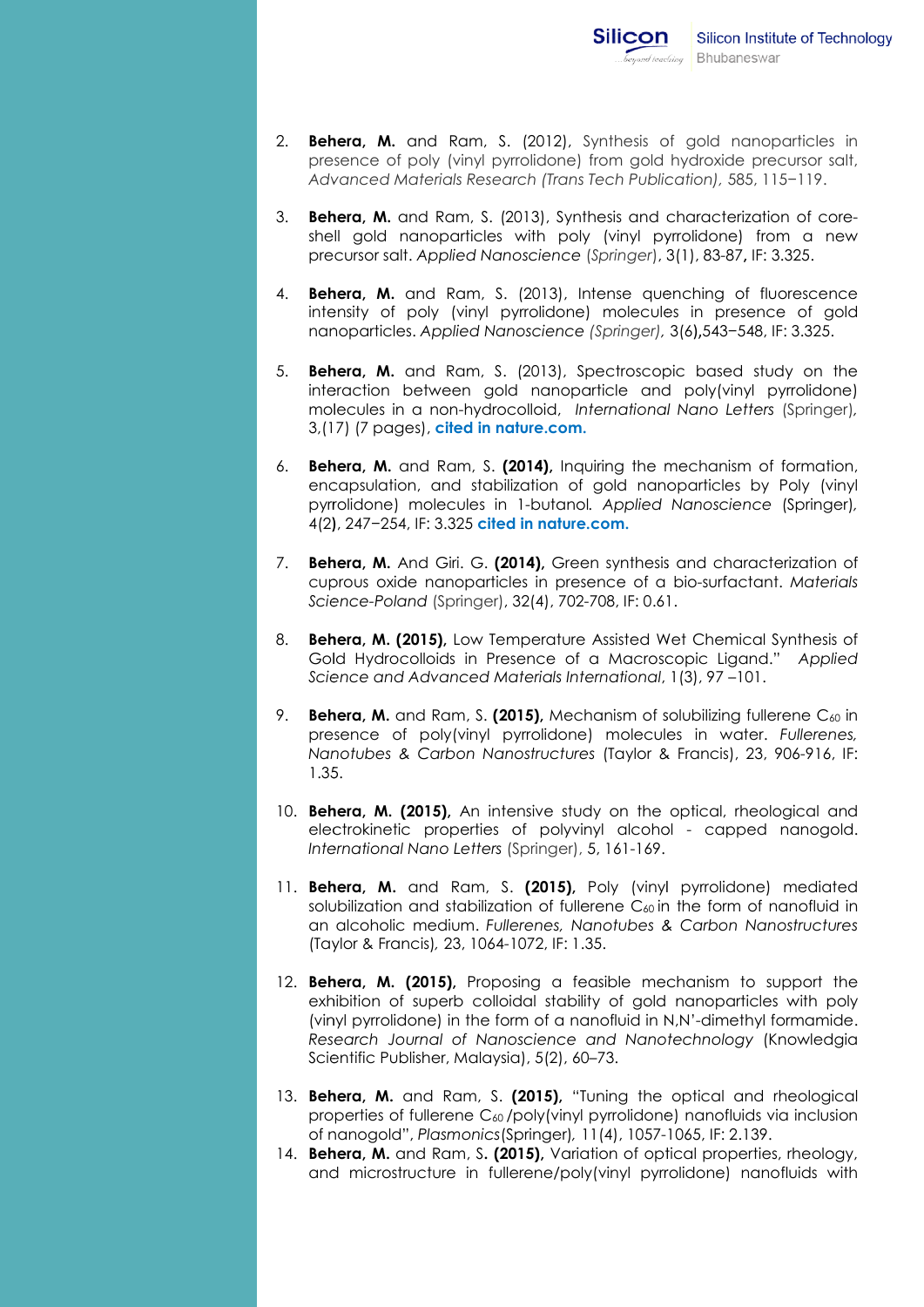2. **Behera, M.** and Ram, S. (2012), Synthesis of gold nanoparticles in presence of poly (vinyl pyrrolidone) from gold hydroxide precursor salt, *Advanced Materials Research (Trans Tech Publication)*, 585, 115−119.

3. **Behera, M.** and Ram, S. (2013), Synthesis and characterization of core-shell gold nanoparticles with poly (vinyl pyrrolidone) from a new precursor salt. *Applied Nanoscience* (Springer), 3(1), 83-87**,** IF: 3.325.

4. **Behera, M.** and Ram, S. (2013), Intense quenching of fluorescence intensity of poly (vinyl pyrrolidone) molecules in presence of gold nanoparticles. *Applied Nanoscience (Springer)*, 3(6)**,**543−548, IF: 3.325.

5. **Behera, M.** and Ram, S. (2013), Spectroscopic based study on the interaction between gold nanoparticle and poly(vinyl pyrrolidone) molecules in a non-hydrocolloid, *International Nano Letters* (Springer), 3,(17) (7 pages), **cited in nature.com.**

6. **Behera, M.** and Ram, S. **(2014),** Inquiring the mechanism of formation, encapsulation, and stabilization of gold nanoparticles by Poly (vinyl pyrrolidone) molecules in 1-butanol. *Applied Nanoscience* (Springer), 4(2), 247−254, IF: 3.325 **cited in nature.com.**

7. **Behera, M.** And Giri. G. **(2014),** Green synthesis and characterization of cuprous oxide nanoparticles in presence of a bio-surfactant. *Materials Science-Poland* (Springer), 32(4), 702-708, IF: 0.61.

8. **Behera, M. (2015),** Low Temperature Assisted Wet Chemical Synthesis of Gold Hydrocolloids in Presence of a Macroscopic Ligand." *Applied Science and Advanced Materials International*, 1(3), 97 –101.

9. **Behera, M.** and Ram, S. **(2015),** Mechanism of solubilizing fullerene $C_{60}$ in presence of poly(vinyl pyrrolidone) molecules in water. *Fullerenes, Nanotubes & Carbon Nanostructures* (Taylor & Francis), 23, 906-916, IF: 1.35.

10. **Behera, M. (2015),** An intensive study on the optical, rheological and electrokinetic properties of polyvinyl alcohol - capped nanogold. *International Nano Letters* (Springer), 5, 161-169.

11. **Behera, M.** and Ram, S. **(2015),** Poly (vinyl pyrrolidone) mediated solubilization and stabilization of fullerene $C_{60}$ in the form of nanofluid in an alcoholic medium. *Fullerenes, Nanotubes & Carbon Nanostructures* (Taylor & Francis), 23, 1064-1072, IF: 1.35.

12. **Behera, M. (2015),** Proposing a feasible mechanism to support the exhibition of superb colloidal stability of gold nanoparticles with poly (vinyl pyrrolidone) in the form of a nanofluid in N,N'-dimethyl formamide. *Research Journal of Nanoscience and Nanotechnology* (Knowledgia Scientific Publisher, Malaysia), 5(2), 60–73.

13. **Behera, M.** and Ram, S. **(2015),** "Tuning the optical and rheological properties of fullerene $C_{60}$ /poly(vinyl pyrrolidone) nanofluids via inclusion of nanogold", *Plasmonics*(Springer), 11(4), 1057-1065, IF: 2.139.

14. **Behera, M.** and Ram, S**. (2015),** Variation of optical properties, rheology, and microstructure in fullerene/poly(vinyl pyrrolidone) nanofluids with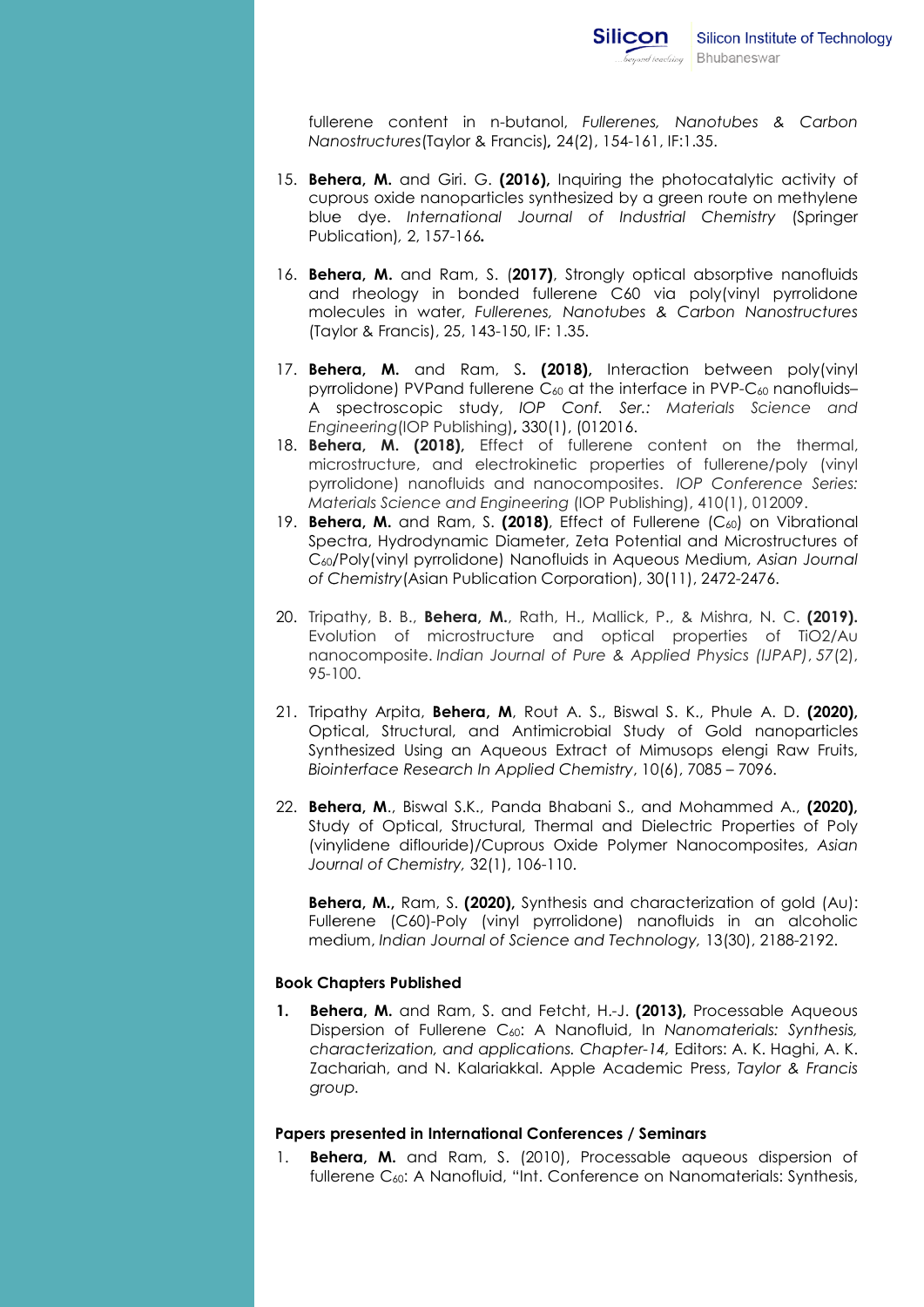fullerene content in n-butanol, *Fullerenes, Nanotubes & Carbon Nanostructures*(Taylor & Francis)**,** 24(2), 154-161, IF:1.35.

15. **Behera, M.** and Giri. G. **(2016),** Inquiring the photocatalytic activity of cuprous oxide nanoparticles synthesized by a green route on methylene blue dye. *International Journal of Industrial Chemistry* (Springer Publication), 2, 157-166**.**

16. **Behera, M.** and Ram, S. (**2017)**, Strongly optical absorptive nanofluids and rheology in bonded fullerene C60 via poly(vinyl pyrrolidone molecules in water, *Fullerenes, Nanotubes & Carbon Nanostructures* (Taylor & Francis), 25, 143-150, IF: 1.35.

17. **Behera, M.** and Ram, S**. (2018),** Interaction between poly(vinyl pyrrolidone) PVPand fullerene $C_{60}$ at the interface in PVP-$C_{60}$ nanofluids– A spectroscopic study, *IOP Conf. Ser.: Materials Science and Engineering*(IOP Publishing)**,** 330(1), (012016.
18. **Behera, M. (2018),** Effect of fullerene content on the thermal, microstructure, and electrokinetic properties of fullerene/poly (vinyl pyrrolidone) nanofluids and nanocomposites. *IOP Conference Series: Materials Science and Engineering* (IOP Publishing), 410(1), 012009.
19. **Behera, M.** and Ram, S. **(2018)**, Effect of Fullerene ($C_{60}$) on Vibrational Spectra, Hydrodynamic Diameter, Zeta Potential and Microstructures of $C_{60}$/Poly(vinyl pyrrolidone) Nanofluids in Aqueous Medium, *Asian Journal of Chemistry*(Asian Publication Corporation), 30(11), 2472-2476.

20. Tripathy, B. B., **Behera, M.**, Rath, H., Mallick, P., & Mishra, N. C. **(2019).** Evolution of microstructure and optical properties of TiO2/Au nanocomposite. *Indian Journal of Pure & Applied Physics (IJPAP)*, *57*(2), 95-100.

21. Tripathy Arpita, **Behera, M**, Rout A. S., Biswal S. K., Phule A. D. **(2020),** Optical, Structural, and Antimicrobial Study of Gold nanoparticles Synthesized Using an Aqueous Extract of Mimusops elengi Raw Fruits, *Biointerface Research In Applied Chemistry*, 10(6), 7085 – 7096.

22. **Behera, M**., Biswal S.K., Panda Bhabani S., and Mohammed A., **(2020),** Study of Optical, Structural, Thermal and Dielectric Properties of Poly (vinylidene diflouride)/Cuprous Oxide Polymer Nanocomposites, *Asian Journal of Chemistry,* 32(1), 106-110.

    **Behera, M.,** Ram, S. **(2020),** Synthesis and characterization of gold (Au): Fullerene (C60)-Poly (vinyl pyrrolidone) nanofluids in an alcoholic medium, *Indian Journal of Science and Technology,* 13(30), 2188-2192.

**Book Chapters Published**

1. **Behera, M.** and Ram, S. and Fetcht, H.-J. **(2013),** Processable Aqueous Dispersion of Fullerene $C_{60}$: A Nanofluid, In *Nanomaterials: Synthesis, characterization, and applications. Chapter-14,* Editors: A. K. Haghi, A. K. Zachariah, and N. Kalariakkal. Apple Academic Press, *Taylor & Francis group.*

**Papers presented in International Conferences / Seminars**

1. **Behera, M.** and Ram, S. (2010), Processable aqueous dispersion of fullerene $C_{60}$: A Nanofluid, "Int. Conference on Nanomaterials: Synthesis,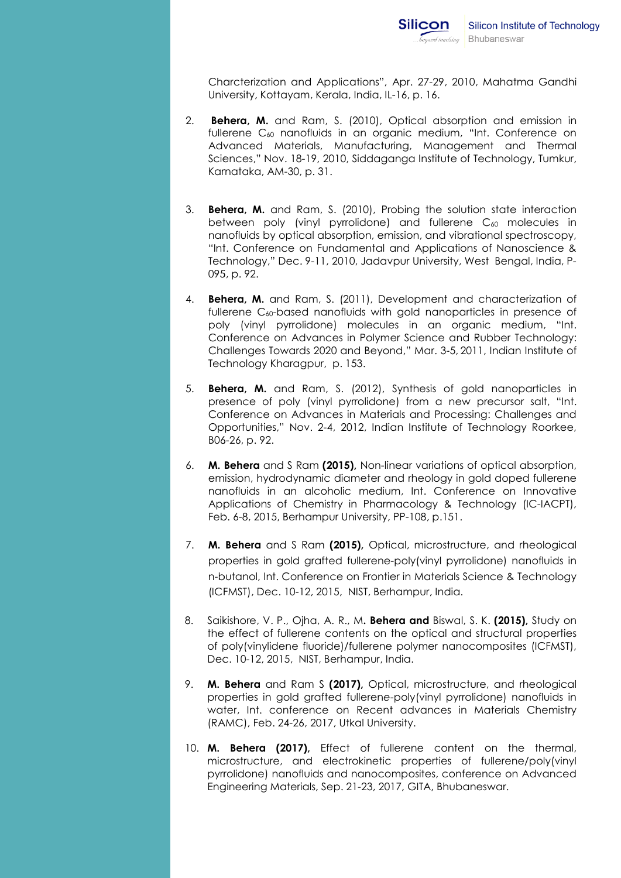Charcterization and Applications", Apr. 27-29, 2010, Mahatma Gandhi University, Kottayam, Kerala, India, IL-16, p. 16.

2. **Behera, M.** and Ram, S. (2010), Optical absorption and emission in fullerene $C_{60}$ nanofluids in an organic medium, "Int. Conference on Advanced Materials, Manufacturing, Management and Thermal Sciences," Nov. 18-19, 2010, Siddaganga Institute of Technology, Tumkur, Karnataka, AM-30, p. 31.

3. **Behera, M.** and Ram, S. (2010), Probing the solution state interaction between poly (vinyl pyrrolidone) and fullerene $C_{60}$ molecules in nanofluids by optical absorption, emission, and vibrational spectroscopy, "Int. Conference on Fundamental and Applications of Nanoscience & Technology," Dec. 9-11, 2010, Jadavpur University, West Bengal, India, P-095, p. 92.

4. **Behera, M.** and Ram, S. (2011), Development and characterization of fullerene $C_{60}$-based nanofluids with gold nanoparticles in presence of poly (vinyl pyrrolidone) molecules in an organic medium, "Int. Conference on Advances in Polymer Science and Rubber Technology: Challenges Towards 2020 and Beyond," Mar. 3-5, 2011, Indian Institute of Technology Kharagpur, p. 153.

5. **Behera, M.** and Ram, S. (2012), Synthesis of gold nanoparticles in presence of poly (vinyl pyrrolidone) from a new precursor salt, "Int. Conference on Advances in Materials and Processing: Challenges and Opportunities," Nov. 2-4, 2012, Indian Institute of Technology Roorkee, B06-26, p. 92.

6. **M. Behera** and S Ram **(2015),** Non-linear variations of optical absorption, emission, hydrodynamic diameter and rheology in gold doped fullerene nanofluids in an alcoholic medium, Int. Conference on Innovative Applications of Chemistry in Pharmacology & Technology (IC-IACPT), Feb. 6-8, 2015, Berhampur University, PP-108, p.151.

7. **M. Behera** and S Ram **(2015),** Optical, microstructure, and rheological properties in gold grafted fullerene-poly(vinyl pyrrolidone) nanofluids in n-butanol, Int. Conference on Frontier in Materials Science & Technology (ICFMST), Dec. 10-12, 2015, NIST, Berhampur, India.

8. Saikishore, V. P., Ojha, A. R., M**. Behera and** Biswal, S. K. **(2015),** Study on the effect of fullerene contents on the optical and structural properties of poly(vinylidene fluoride)/fullerene polymer nanocomposites (ICFMST), Dec. 10-12, 2015, NIST, Berhampur, India.

9. **M. Behera** and Ram S **(2017),** Optical, microstructure, and rheological properties in gold grafted fullerene-poly(vinyl pyrrolidone) nanofluids in water, Int. conference on Recent advances in Materials Chemistry (RAMC), Feb. 24-26, 2017, Utkal University.

10. **M. Behera (2017),** Effect of fullerene content on the thermal, microstructure, and electrokinetic properties of fullerene/poly(vinyl pyrrolidone) nanofluids and nanocomposites, conference on Advanced Engineering Materials, Sep. 21-23, 2017, GITA, Bhubaneswar.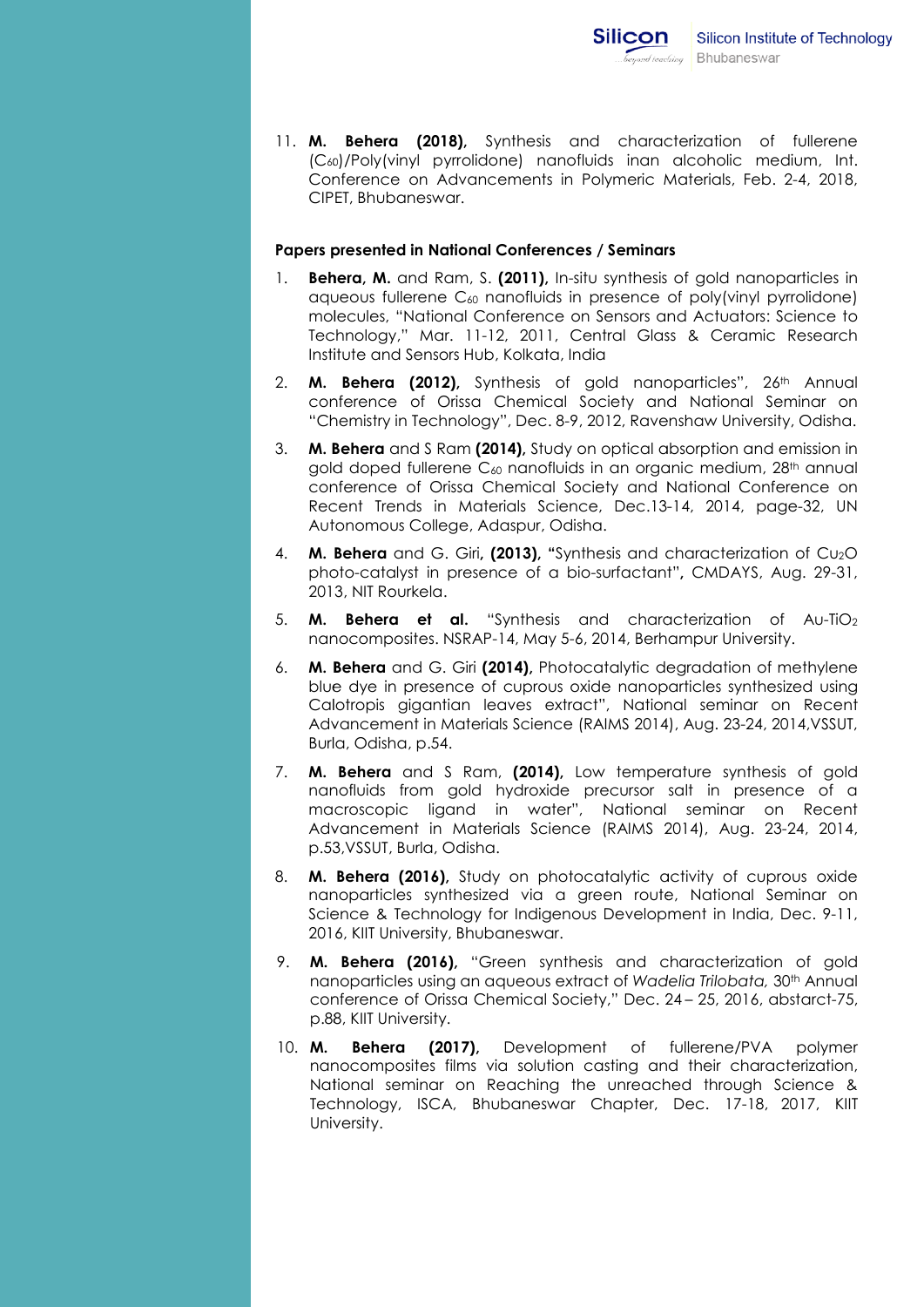11. **M. Behera (2018),** Synthesis and characterization of fullerene ($C_{60}$)/Poly(vinyl pyrrolidone) nanofluids inan alcoholic medium, Int. Conference on Advancements in Polymeric Materials, Feb. 2-4, 2018, CIPET, Bhubaneswar.

**Papers presented in National Conferences / Seminars**

1. **Behera, M.** and Ram, S. **(2011),** In-situ synthesis of gold nanoparticles in aqueous fullerene $C_{60}$ nanofluids in presence of poly(vinyl pyrrolidone) molecules, "National Conference on Sensors and Actuators: Science to Technology," Mar. 11-12, 2011, Central Glass & Ceramic Research Institute and Sensors Hub, Kolkata, India

2. **M. Behera (2012),** Synthesis of gold nanoparticles", 26th Annual conference of Orissa Chemical Society and National Seminar on "Chemistry in Technology", Dec. 8-9, 2012, Ravenshaw University, Odisha.

3. **M. Behera** and S Ram **(2014),** Study on optical absorption and emission in gold doped fullerene $C_{60}$ nanofluids in an organic medium, 28th annual conference of Orissa Chemical Society and National Conference on Recent Trends in Materials Science, Dec.13-14, 2014, page-32, UN Autonomous College, Adaspur, Odisha.

4. **M. Behera** and G. Giri**, (2013), "**Synthesis and characterization of $Cu_2O$ photo-catalyst in presence of a bio-surfactant**",** CMDAYS, Aug. 29-31, 2013, NIT Rourkela.

5. **M. Behera et al.** "Synthesis and characterization of Au-$TiO_2$ nanocomposites. NSRAP-14, May 5-6, 2014, Berhampur University.

6. **M. Behera** and G. Giri **(2014),** Photocatalytic degradation of methylene blue dye in presence of cuprous oxide nanoparticles synthesized using Calotropis gigantian leaves extract", National seminar on Recent Advancement in Materials Science (RAIMS 2014), Aug. 23-24, 2014,VSSUT, Burla, Odisha, p.54.

7. **M. Behera** and S Ram, **(2014),** Low temperature synthesis of gold nanofluids from gold hydroxide precursor salt in presence of a macroscopic ligand in water", National seminar on Recent Advancement in Materials Science (RAIMS 2014), Aug. 23-24, 2014, p.53,VSSUT, Burla, Odisha.

8. **M. Behera (2016),** Study on photocatalytic activity of cuprous oxide nanoparticles synthesized via a green route, National Seminar on Science & Technology for Indigenous Development in India, Dec. 9-11, 2016, KIIT University, Bhubaneswar.

9. **M. Behera (2016),** "Green synthesis and characterization of gold nanoparticles using an aqueous extract of *Wadelia Trilobata,* 30th Annual conference of Orissa Chemical Society," Dec. 24 – 25, 2016, abstarct-75, p.88, KIIT University.

10. **M. Behera (2017),** Development of fullerene/PVA polymer nanocomposites films via solution casting and their characterization, National seminar on Reaching the unreached through Science & Technology, ISCA, Bhubaneswar Chapter, Dec. 17-18, 2017, KIIT University.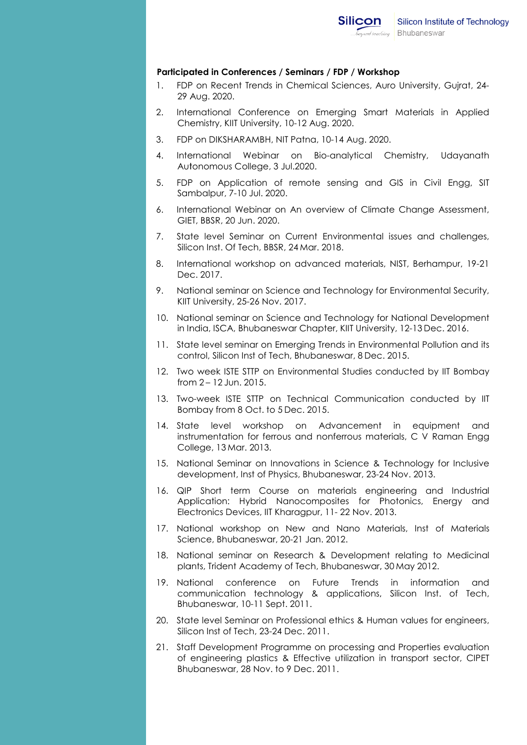**Participated in Conferences / Seminars / FDP / Workshop**

1. FDP on Recent Trends in Chemical Sciences, Auro University, Gujrat, 24-29 Aug. 2020.
2. International Conference on Emerging Smart Materials in Applied Chemistry, KIIT University, 10-12 Aug. 2020.
3. FDP on DIKSHARAMBH, NIT Patna, 10-14 Aug. 2020.
4. International Webinar on Bio-analytical Chemistry, Udayanath Autonomous College, 3 Jul.2020.
5. FDP on Application of remote sensing and GIS in Civil Engg, SIT Sambalpur, 7-10 Jul. 2020.
6. International Webinar on An overview of Climate Change Assessment, GIET, BBSR, 20 Jun. 2020.
7. State level Seminar on Current Environmental issues and challenges, Silicon Inst. Of Tech, BBSR, 24 Mar. 2018.
8. International workshop on advanced materials, NIST, Berhampur, 19-21 Dec. 2017.
9. National seminar on Science and Technology for Environmental Security, KIIT University, 25-26 Nov. 2017.
10. National seminar on Science and Technology for National Development in India, ISCA, Bhubaneswar Chapter, KIIT University, 12-13 Dec. 2016.
11. State level seminar on Emerging Trends in Environmental Pollution and its control, Silicon Inst of Tech, Bhubaneswar, 8 Dec. 2015.
12. Two week ISTE STTP on Environmental Studies conducted by IIT Bombay from 2 – 12 Jun. 2015.
13. Two-week ISTE STTP on Technical Communication conducted by IIT Bombay from 8 Oct. to 5 Dec. 2015.
14. State level workshop on Advancement in equipment and instrumentation for ferrous and nonferrous materials, C V Raman Engg College, 13 Mar. 2013.
15. National Seminar on Innovations in Science & Technology for Inclusive development, Inst of Physics, Bhubaneswar, 23-24 Nov. 2013.
16. QIP Short term Course on materials engineering and Industrial Application: Hybrid Nanocomposites for Photonics, Energy and Electronics Devices, IIT Kharagpur, 11- 22 Nov. 2013.
17. National workshop on New and Nano Materials, Inst of Materials Science, Bhubaneswar, 20-21 Jan. 2012.
18. National seminar on Research & Development relating to Medicinal plants, Trident Academy of Tech, Bhubaneswar, 30 May 2012.
19. National conference on Future Trends in information and communication technology & applications, Silicon Inst. of Tech, Bhubaneswar, 10-11 Sept. 2011.
20. State level Seminar on Professional ethics & Human values for engineers, Silicon Inst of Tech, 23-24 Dec. 2011.
21. Staff Development Programme on processing and Properties evaluation of engineering plastics & Effective utilization in transport sector, CIPET Bhubaneswar, 28 Nov. to 9 Dec. 2011.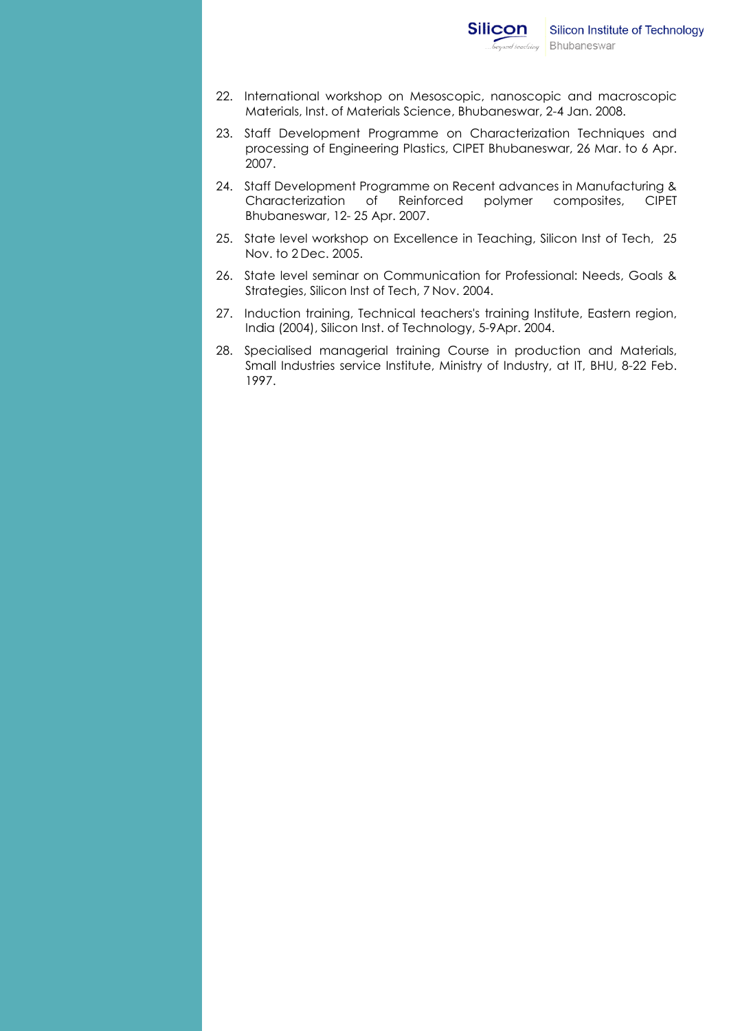22. International workshop on Mesoscopic, nanoscopic and macroscopic Materials, Inst. of Materials Science, Bhubaneswar, 2-4 Jan. 2008.
23. Staff Development Programme on Characterization Techniques and processing of Engineering Plastics, CIPET Bhubaneswar, 26 Mar. to 6 Apr. 2007.
24. Staff Development Programme on Recent advances in Manufacturing & Characterization of Reinforced polymer composites, CIPET Bhubaneswar, 12- 25 Apr. 2007.
25. State level workshop on Excellence in Teaching, Silicon Inst of Tech, 25 Nov. to 2 Dec. 2005.
26. State level seminar on Communication for Professional: Needs, Goals & Strategies, Silicon Inst of Tech, 7 Nov. 2004.
27. Induction training, Technical teachers's training Institute, Eastern region, India (2004), Silicon Inst. of Technology, 5-9Apr. 2004.
28. Specialised managerial training Course in production and Materials, Small Industries service Institute, Ministry of Industry, at IT, BHU, 8-22 Feb. 1997.